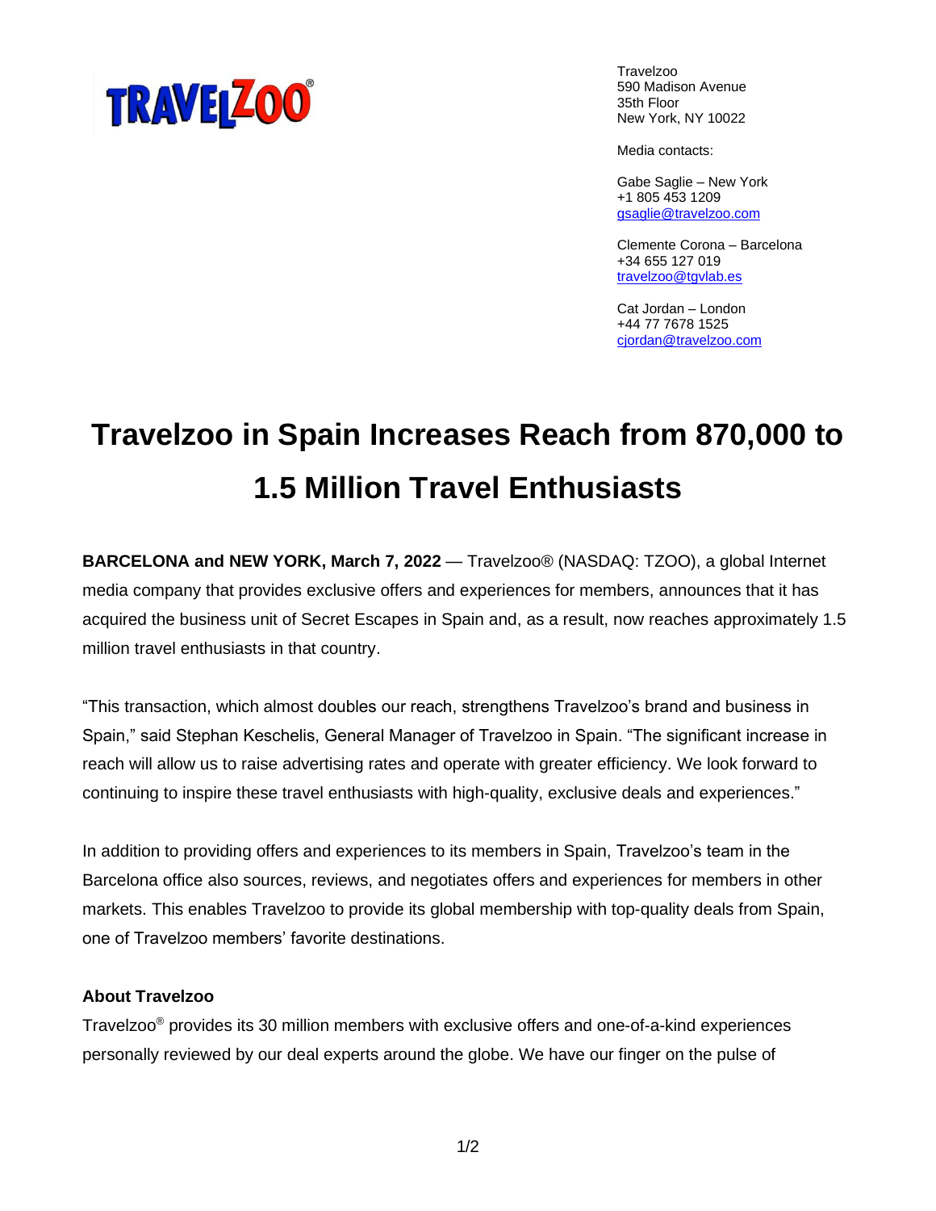Travelzoo
590 Madison Avenue
35th Floor
New York, NY 10022

Media contacts:

Gabe Saglie – New York
+1 805 453 1209
gsaglie@travelzoo.com

Clemente Corona – Barcelona
+34 655 127 019
travelzoo@tgvlab.es

Cat Jordan – London
+44 77 7678 1525
cjordan@travelzoo.com

# Travelzoo in Spain Increases Reach from 870,000 to 1.5 Million Travel Enthusiasts

**BARCELONA and NEW YORK, March 7, 2022** — Travelzoo® (NASDAQ: TZOO), a global Internet media company that provides exclusive offers and experiences for members, announces that it has acquired the business unit of Secret Escapes in Spain and, as a result, now reaches approximately 1.5 million travel enthusiasts in that country.

“This transaction, which almost doubles our reach, strengthens Travelzoo’s brand and business in Spain,” said Stephan Keschelis, General Manager of Travelzoo in Spain. “The significant increase in reach will allow us to raise advertising rates and operate with greater efficiency. We look forward to continuing to inspire these travel enthusiasts with high-quality, exclusive deals and experiences.”

In addition to providing offers and experiences to its members in Spain, Travelzoo’s team in the Barcelona office also sources, reviews, and negotiates offers and experiences for members in other markets. This enables Travelzoo to provide its global membership with top-quality deals from Spain, one of Travelzoo members’ favorite destinations.

**About Travelzoo**

Travelzoo® provides its 30 million members with exclusive offers and one-of-a-kind experiences personally reviewed by our deal experts around the globe. We have our finger on the pulse of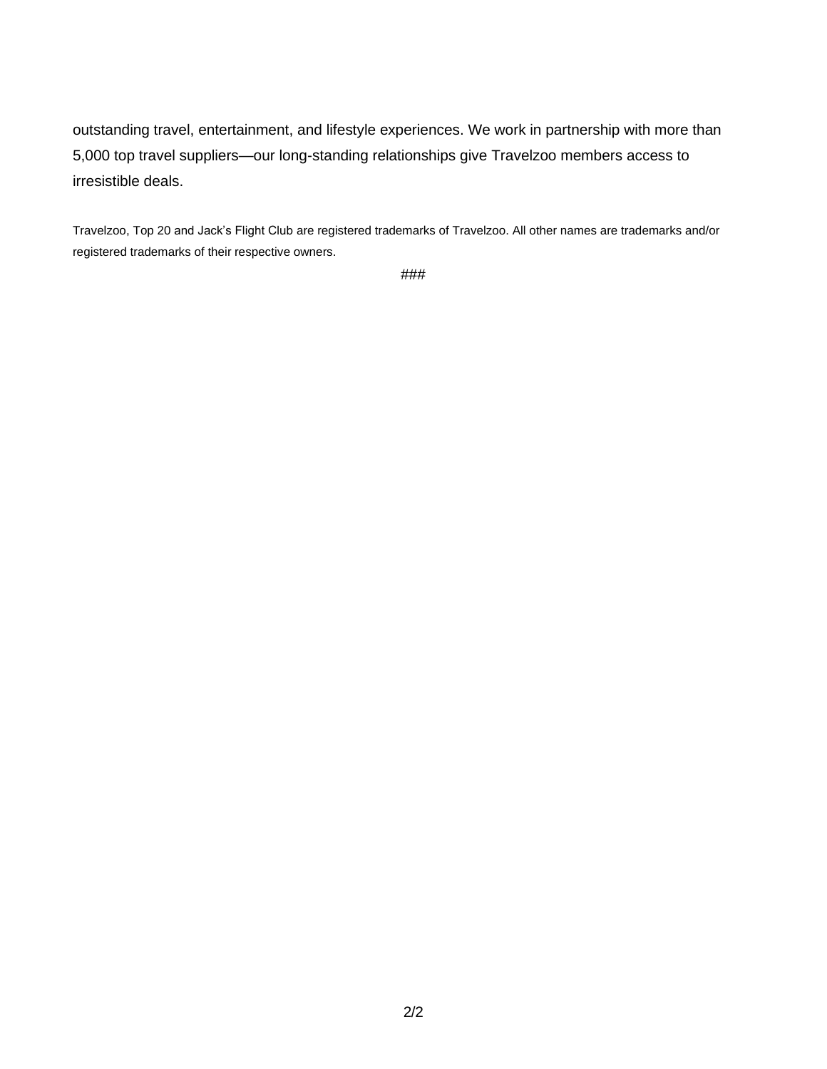outstanding travel, entertainment, and lifestyle experiences. We work in partnership with more than 5,000 top travel suppliers—our long-standing relationships give Travelzoo members access to irresistible deals.

Travelzoo, Top 20 and Jack's Flight Club are registered trademarks of Travelzoo. All other names are trademarks and/or registered trademarks of their respective owners.

###